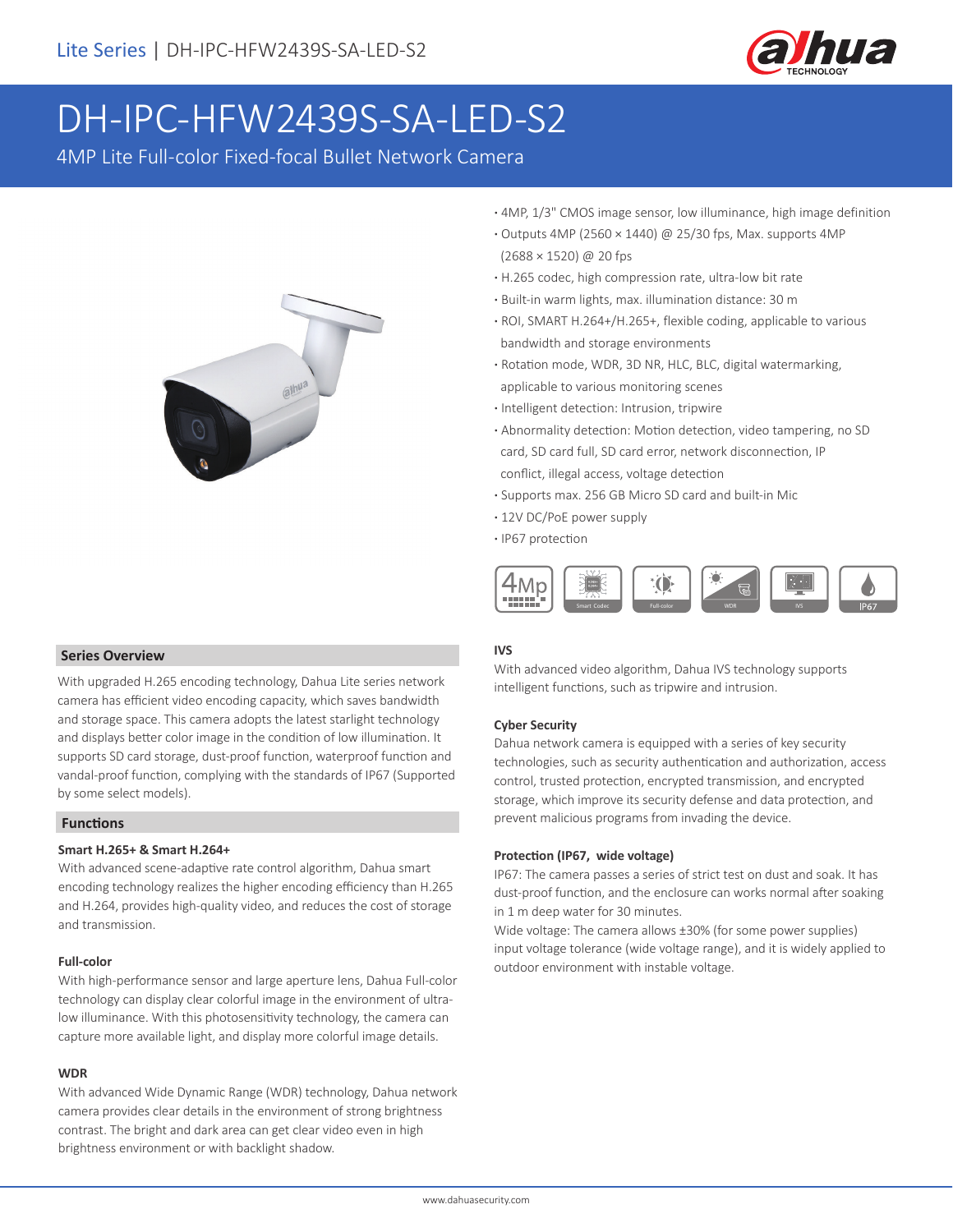Lite Series | DH-IPC-HFW2439S-SA-LED-S2

# DH-IPC-HFW2439S-SA-LED-S2

4MP Lite Full-color Fixed-focal Bullet Network Camera

- 4MP, 1/3" CMOS image sensor, low illuminance, high image definition
- Outputs 4MP (2560 × 1440) @ 25/30 fps, Max. supports 4MP (2688 × 1520) @ 20 fps
- H.265 codec, high compression rate, ultra-low bit rate
- Built-in warm lights, max. illumination distance: 30 m
- ROI, SMART H.264+/H.265+, flexible coding, applicable to various bandwidth and storage environments
- Rotation mode, WDR, 3D NR, HLC, BLC, digital watermarking, applicable to various monitoring scenes
- Intelligent detection: Intrusion, tripwire
- Abnormality detection: Motion detection, video tampering, no SD card, SD card full, SD card error, network disconnection, IP conflict, illegal access, voltage detection
- Supports max. 256 GB Micro SD card and built-in Mic
- 12V DC/PoE power supply
- IP67 protection

## Series Overview

With upgraded H.265 encoding technology, Dahua Lite series network camera has efficient video encoding capacity, which saves bandwidth and storage space. This camera adopts the latest starlight technology and displays better color image in the condition of low illumination. It supports SD card storage, dust-proof function, waterproof function and vandal-proof function, complying with the standards of IP67 (Supported by some select models).

## Functions

### Smart H.265+ & Smart H.264+

With advanced scene-adaptive rate control algorithm, Dahua smart encoding technology realizes the higher encoding efficiency than H.265 and H.264, provides high-quality video, and reduces the cost of storage and transmission.

### Full-color

With high-performance sensor and large aperture lens, Dahua Full-color technology can display clear colorful image in the environment of ultra-low illuminance. With this photosensitivity technology, the camera can capture more available light, and display more colorful image details.

### WDR

With advanced Wide Dynamic Range (WDR) technology, Dahua network camera provides clear details in the environment of strong brightness contrast. The bright and dark area can get clear video even in high brightness environment or with backlight shadow.

### IVS

With advanced video algorithm, Dahua IVS technology supports intelligent functions, such as tripwire and intrusion.

### Cyber Security

Dahua network camera is equipped with a series of key security technologies, such as security authentication and authorization, access control, trusted protection, encrypted transmission, and encrypted storage, which improve its security defense and data protection, and prevent malicious programs from invading the device.

### Protection (IP67, wide voltage)

IP67: The camera passes a series of strict test on dust and soak. It has dust-proof function, and the enclosure can works normal after soaking in 1 m deep water for 30 minutes.

Wide voltage: The camera allows ±30% (for some power supplies) input voltage tolerance (wide voltage range), and it is widely applied to outdoor environment with instable voltage.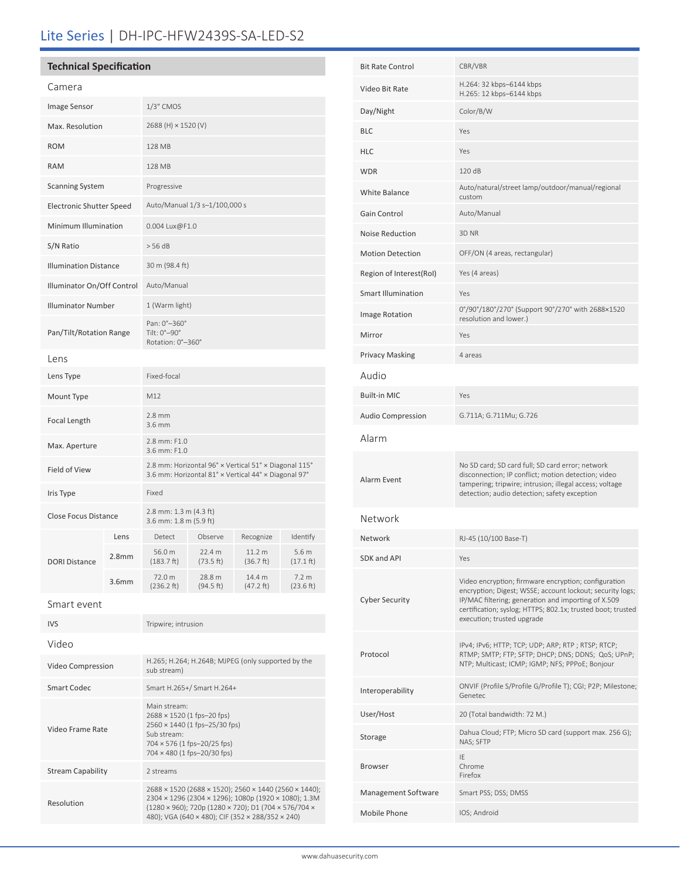# Lite Series | DH-IPC-HFW2439S-SA-LED-S2

## Technical Specification

### Camera

| | |
|---|---|
| Image Sensor | 1/3" CMOS |
| Max. Resolution | 2688 (H) × 1520 (V) |
| ROM | 128 MB |
| RAM | 128 MB |
| Scanning System | Progressive |
| Electronic Shutter Speed | Auto/Manual 1/3 s–1/100,000 s |
| Minimum Illumination | 0.004 Lux@F1.0 |
| S/N Ratio | > 56 dB |
| Illumination Distance | 30 m (98.4 ft) |
| Illuminator On/Off Control | Auto/Manual |
| Illuminator Number | 1 (Warm light) |
| Pan/Tilt/Rotation Range | Pan: 0°–360°<br>Tilt: 0°–90°<br>Rotation: 0°–360° |

### Lens

| | |
|---|---|
| Lens Type | Fixed-focal |
| Mount Type | M12 |
| Focal Length | 2.8 mm<br>3.6 mm |
| Max. Aperture | 2.8 mm: F1.0<br>3.6 mm: F1.0 |
| Field of View | 2.8 mm: Horizontal 96° × Vertical 51° × Diagonal 115°<br>3.6 mm: Horizontal 81° × Vertical 44° × Diagonal 97° |
| Iris Type | Fixed |
| Close Focus Distance | 2.8 mm: 1.3 m (4.3 ft)<br>3.6 mm: 1.8 m (5.9 ft) |

| DORI Distance | Lens | Detect | Observe | Recognize | Identify |
|---|---|---|---|---|---|
| | 2.8mm | 56.0 m (183.7 ft) | 22.4 m (73.5 ft) | 11.2 m (36.7 ft) | 5.6 m (17.1 ft) |
| | 3.6mm | 72.0 m (236.2 ft) | 28.8 m (94.5 ft) | 14.4 m (47.2 ft) | 7.2 m (23.6 ft) |

### Smart event

| | |
|---|---|
| IVS | Tripwire; intrusion |

### Video

| | |
|---|---|
| Video Compression | H.265; H.264; H.264B; MJPEG (only supported by the sub stream) |
| Smart Codec | Smart H.265+/ Smart H.264+ |
| Video Frame Rate | Main stream:<br>2688 × 1520 (1 fps–20 fps)<br>2560 × 1440 (1 fps–25/30 fps)<br>Sub stream:<br>704 × 576 (1 fps–20/25 fps)<br>704 × 480 (1 fps–20/30 fps) |
| Stream Capability | 2 streams |
| Resolution | 2688 × 1520 (2688 × 1520); 2560 × 1440 (2560 × 1440); 2304 × 1296 (2304 × 1296); 1080p (1920 × 1080); 1.3M (1280 × 960); 720p (1280 × 720); D1 (704 × 576/704 × 480); VGA (640 × 480); CIF (352 × 288/352 × 240) |
| Bit Rate Control | CBR/VBR |
| Video Bit Rate | H.264: 32 kbps–6144 kbps<br>H.265: 12 kbps–6144 kbps |
| Day/Night | Color/B/W |
| BLC | Yes |
| HLC | Yes |
| WDR | 120 dB |
| White Balance | Auto/natural/street lamp/outdoor/manual/regional custom |
| Gain Control | Auto/Manual |
| Noise Reduction | 3D NR |
| Motion Detection | OFF/ON (4 areas, rectangular) |
| Region of Interest(RoI) | Yes (4 areas) |
| Smart Illumination | Yes |
| Image Rotation | 0°/90°/180°/270° (Support 90°/270° with 2688×1520 resolution and lower.) |
| Mirror | Yes |
| Privacy Masking | 4 areas |

### Audio

| | |
|---|---|
| Built-in MIC | Yes |
| Audio Compression | G.711A; G.711Mu; G.726 |

### Alarm

| | |
|---|---|
| Alarm Event | No SD card; SD card full; SD card error; network disconnection; IP conflict; motion detection; video tampering; tripwire; intrusion; illegal access; voltage detection; audio detection; safety exception |

### Network

| | |
|---|---|
| Network | RJ-45 (10/100 Base-T) |
| SDK and API | Yes |
| Cyber Security | Video encryption; firmware encryption; configuration encryption; Digest; WSSE; account lockout; security logs; IP/MAC filtering; generation and importing of X.509 certification; syslog; HTTPS; 802.1x; trusted boot; trusted execution; trusted upgrade |
| Protocol | IPv4; IPv6; HTTP; TCP; UDP; ARP; RTP ; RTSP; RTCP; RTMP; SMTP; FTP; SFTP; DHCP; DNS; DDNS; QoS; UPnP; NTP; Multicast; ICMP; IGMP; NFS; PPPoE; Bonjour |
| Interoperability | ONVIF (Profile S/Profile G/Profile T); CGI; P2P; Milestone; Genetec |
| User/Host | 20 (Total bandwidth: 72 M.) |
| Storage | Dahua Cloud; FTP; Micro SD card (support max. 256 G); NAS; SFTP |
| Browser | IE<br>Chrome<br>Firefox |
| Management Software | Smart PSS; DSS; DMSS |
| Mobile Phone | IOS; Android |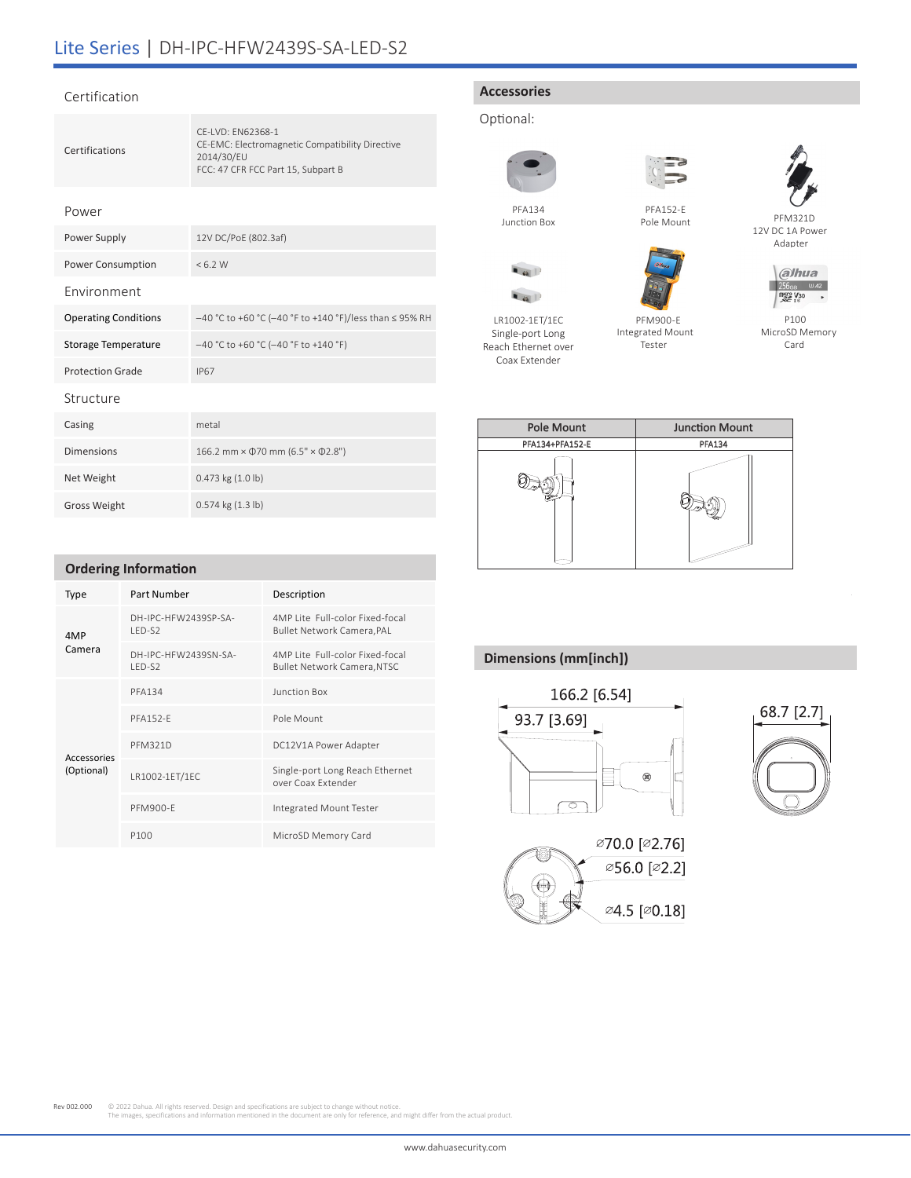# Lite Series | DH-IPC-HFW2439S-SA-LED-S2

## Certification

| | |
|---|---|
| Certifications | CE-LVD: EN62368-1<br>CE-EMC: Electromagnetic Compatibility Directive 2014/30/EU<br>FCC: 47 CFR FCC Part 15, Subpart B |

## Power

| | |
|---|---|
| Power Supply | 12V DC/PoE (802.3af) |
| Power Consumption | < 6.2 W |

## Environment

| | |
|---|---|
| Operating Conditions | –40 °C to +60 °C (–40 °F to +140 °F)/less than ≤ 95% RH |
| Storage Temperature | –40 °C to +60 °C (–40 °F to +140 °F) |
| Protection Grade | IP67 |

## Structure

| | |
|---|---|
| Casing | metal |
| Dimensions | 166.2 mm × Φ70 mm (6.5" × Φ2.8") |
| Net Weight | 0.473 kg (1.0 lb) |
| Gross Weight | 0.574 kg (1.3 lb) |

## Ordering Information

| Type | Part Number | Description |
|---|---|---|
| 4MP Camera | DH-IPC-HFW2439SP-SA-LED-S2 | 4MP Lite Full-color Fixed-focal Bullet Network Camera,PAL |
| | DH-IPC-HFW2439SN-SA-LED-S2 | 4MP Lite Full-color Fixed-focal Bullet Network Camera,NTSC |
| Accessories (Optional) | PFA134 | Junction Box |
| | PFA152-E | Pole Mount |
| | PFM321D | DC12V1A Power Adapter |
| | LR1002-1ET/1EC | Single-port Long Reach Ethernet over Coax Extender |
| | PFM900-E | Integrated Mount Tester |
| | P100 | MicroSD Memory Card |

## Accessories

Optional:

PFA134
Junction Box

PFA152-E
Pole Mount

PFM321D
12V DC 1A Power Adapter

LR1002-1ET/1EC
Single-port Long Reach Ethernet over Coax Extender

PFM900-E
Integrated Mount Tester

P100
MicroSD Memory Card

| Pole Mount | Junction Mount |
|---|---|
| PFA134+PFA152-E | PFA134 |

## Dimensions (mm[inch])

166.2 [6.54]

93.7 [3.69]

68.7 [2.7]

⌀70.0 [⌀2.76]

⌀56.0 [⌀2.2]

⌀4.5 [⌀0.18]

Rev 002.000 © 2022 Dahua. All rights reserved. Design and specifications are subject to change without notice.
The images, specifications and information mentioned in the document are only for reference, and might differ from the actual product.

www.dahuasecurity.com